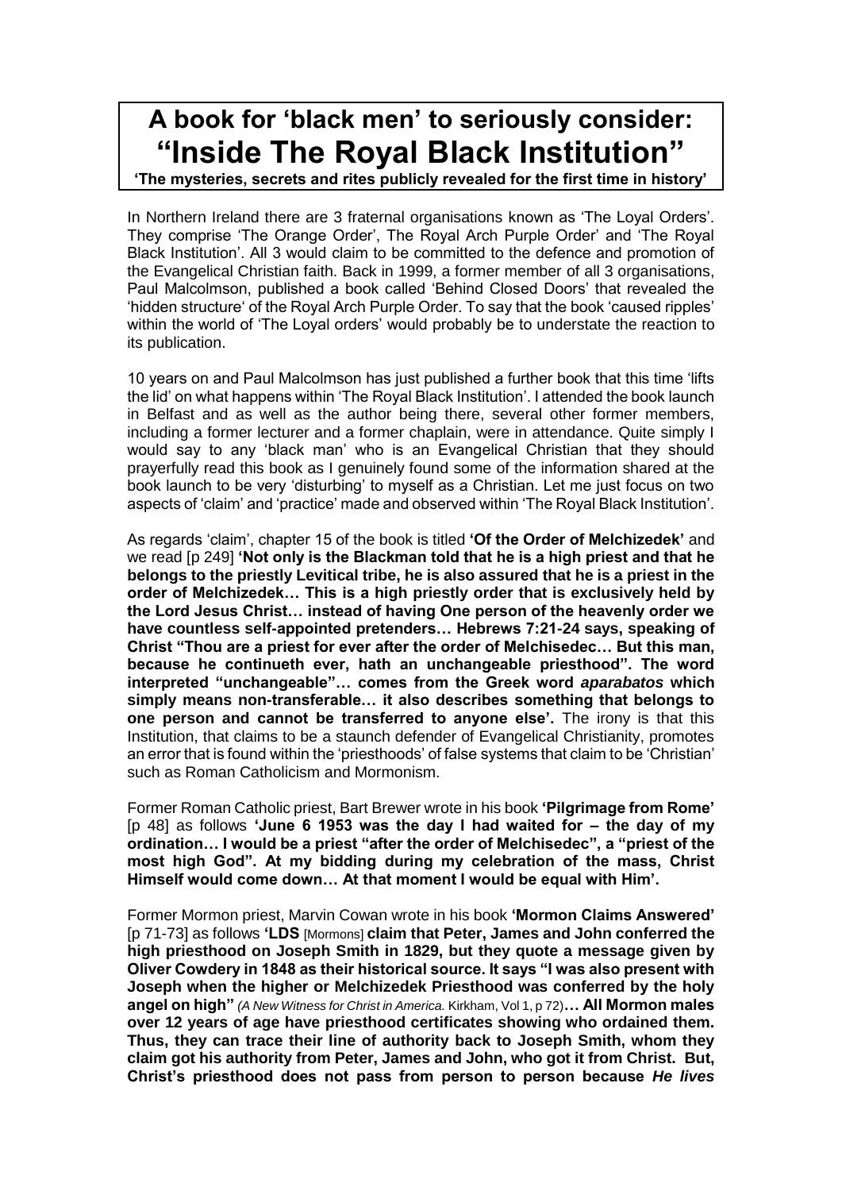# A book for 'black men' to seriously consider: "Inside The Royal Black Institution"

**'The mysteries, secrets and rites publicly revealed for the first time in history'**

In Northern Ireland there are 3 fraternal organisations known as 'The Loyal Orders'. They comprise 'The Orange Order', The Royal Arch Purple Order' and 'The Royal Black Institution'. All 3 would claim to be committed to the defence and promotion of the Evangelical Christian faith. Back in 1999, a former member of all 3 organisations, Paul Malcolmson, published a book called 'Behind Closed Doors' that revealed the 'hidden structure' of the Royal Arch Purple Order. To say that the book 'caused ripples' within the world of 'The Loyal orders' would probably be to understate the reaction to its publication.

10 years on and Paul Malcolmson has just published a further book that this time 'lifts the lid' on what happens within 'The Royal Black Institution'. I attended the book launch in Belfast and as well as the author being there, several other former members, including a former lecturer and a former chaplain, were in attendance. Quite simply I would say to any 'black man' who is an Evangelical Christian that they should prayerfully read this book as I genuinely found some of the information shared at the book launch to be very 'disturbing' to myself as a Christian. Let me just focus on two aspects of 'claim' and 'practice' made and observed within 'The Royal Black Institution'.

As regards 'claim', chapter 15 of the book is titled **'Of the Order of Melchizedek'** and we read [p 249] **'Not only is the Blackman told that he is a high priest and that he belongs to the priestly Levitical tribe, he is also assured that he is a priest in the order of Melchizedek… This is a high priestly order that is exclusively held by the Lord Jesus Christ… instead of having One person of the heavenly order we have countless self-appointed pretenders… Hebrews 7:21-24 says, speaking of Christ "Thou are a priest for ever after the order of Melchisedec… But this man, because he continueth ever, hath an unchangeable priesthood". The word interpreted "unchangeable"… comes from the Greek word *aparabatos* which simply means non-transferable… it also describes something that belongs to one person and cannot be transferred to anyone else'.** The irony is that this Institution, that claims to be a staunch defender of Evangelical Christianity, promotes an error that is found within the 'priesthoods' of false systems that claim to be 'Christian' such as Roman Catholicism and Mormonism.

Former Roman Catholic priest, Bart Brewer wrote in his book **'Pilgrimage from Rome'** [p 48] as follows **'June 6 1953 was the day I had waited for – the day of my ordination… I would be a priest "after the order of Melchisedec", a "priest of the most high God". At my bidding during my celebration of the mass, Christ Himself would come down… At that moment I would be equal with Him'.**

Former Mormon priest, Marvin Cowan wrote in his book **'Mormon Claims Answered'** [p 71-73] as follows **'LDS** [Mormons] **claim that Peter, James and John conferred the high priesthood on Joseph Smith in 1829, but they quote a message given by Oliver Cowdery in 1848 as their historical source. It says "I was also present with Joseph when the higher or Melchizedek Priesthood was conferred by the holy angel on high"** *(A New Witness for Christ in America.* Kirkham, Vol 1, p 72)**… All Mormon males over 12 years of age have priesthood certificates showing who ordained them. Thus, they can trace their line of authority back to Joseph Smith, whom they claim got his authority from Peter, James and John, who got it from Christ. But, Christ's priesthood does not pass from person to person because *He lives***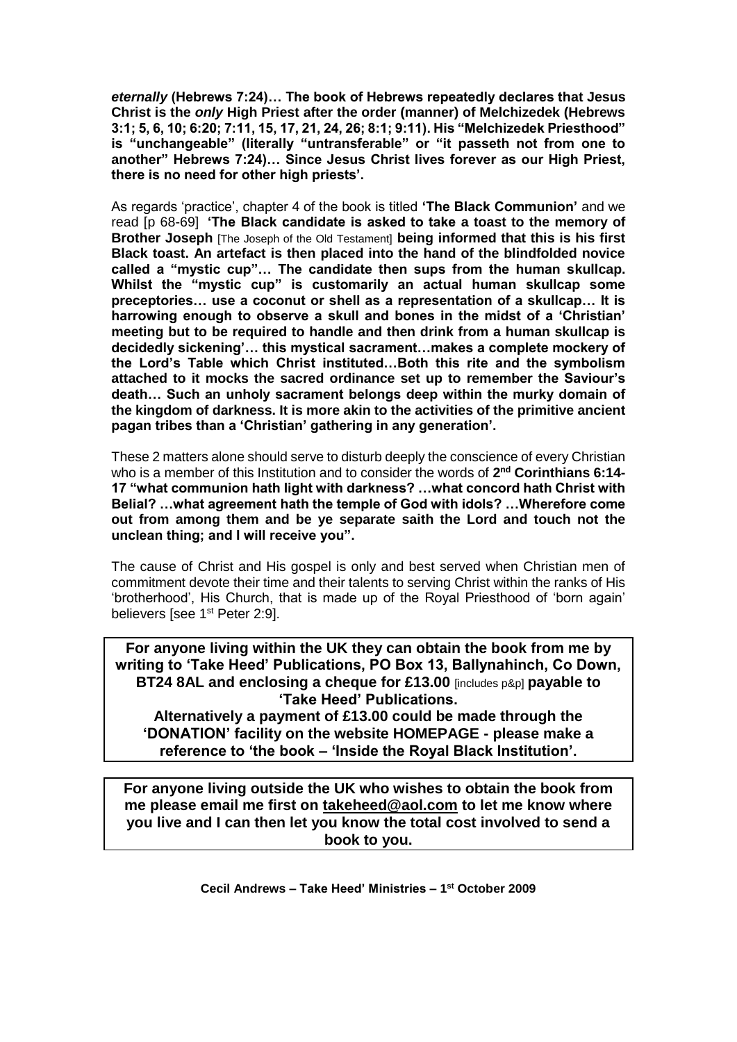***eternally* (Hebrews 7:24)… The book of Hebrews repeatedly declares that Jesus Christ is the *only* High Priest after the order (manner) of Melchizedek (Hebrews 3:1; 5, 6, 10; 6:20; 7:11, 15, 17, 21, 24, 26; 8:1; 9:11). His "Melchizedek Priesthood" is "unchangeable" (literally "untransferable" or "it passeth not from one to another" Hebrews 7:24)… Since Jesus Christ lives forever as our High Priest, there is no need for other high priests'.**

As regards 'practice', chapter 4 of the book is titled **'The Black Communion'** and we read [p 68-69] **'The Black candidate is asked to take a toast to the memory of Brother Joseph** [The Joseph of the Old Testament] **being informed that this is his first Black toast. An artefact is then placed into the hand of the blindfolded novice called a "mystic cup"… The candidate then sups from the human skullcap. Whilst the "mystic cup" is customarily an actual human skullcap some preceptories… use a coconut or shell as a representation of a skullcap… It is harrowing enough to observe a skull and bones in the midst of a 'Christian' meeting but to be required to handle and then drink from a human skullcap is decidedly sickening'… this mystical sacrament…makes a complete mockery of the Lord's Table which Christ instituted…Both this rite and the symbolism attached to it mocks the sacred ordinance set up to remember the Saviour's death… Such an unholy sacrament belongs deep within the murky domain of the kingdom of darkness. It is more akin to the activities of the primitive ancient pagan tribes than a 'Christian' gathering in any generation'.**

These 2 matters alone should serve to disturb deeply the conscience of every Christian who is a member of this Institution and to consider the words of **2nd Corinthians 6:14-17 "what communion hath light with darkness? …what concord hath Christ with Belial? …what agreement hath the temple of God with idols? …Wherefore come out from among them and be ye separate saith the Lord and touch not the unclean thing; and I will receive you".**

The cause of Christ and His gospel is only and best served when Christian men of commitment devote their time and their talents to serving Christ within the ranks of His 'brotherhood', His Church, that is made up of the Royal Priesthood of 'born again' believers [see 1st Peter 2:9].

**For anyone living within the UK they can obtain the book from me by writing to 'Take Heed' Publications, PO Box 13, Ballynahinch, Co Down, BT24 8AL and enclosing a cheque for £13.00** [includes p&p] **payable to 'Take Heed' Publications.**
**Alternatively a payment of £13.00 could be made through the 'DONATION' facility on the website HOMEPAGE - please make a reference to 'the book – 'Inside the Royal Black Institution'.**

**For anyone living outside the UK who wishes to obtain the book from me please email me first on takeheed@aol.com to let me know where you live and I can then let you know the total cost involved to send a book to you.**

**Cecil Andrews – Take Heed' Ministries – 1st October 2009**